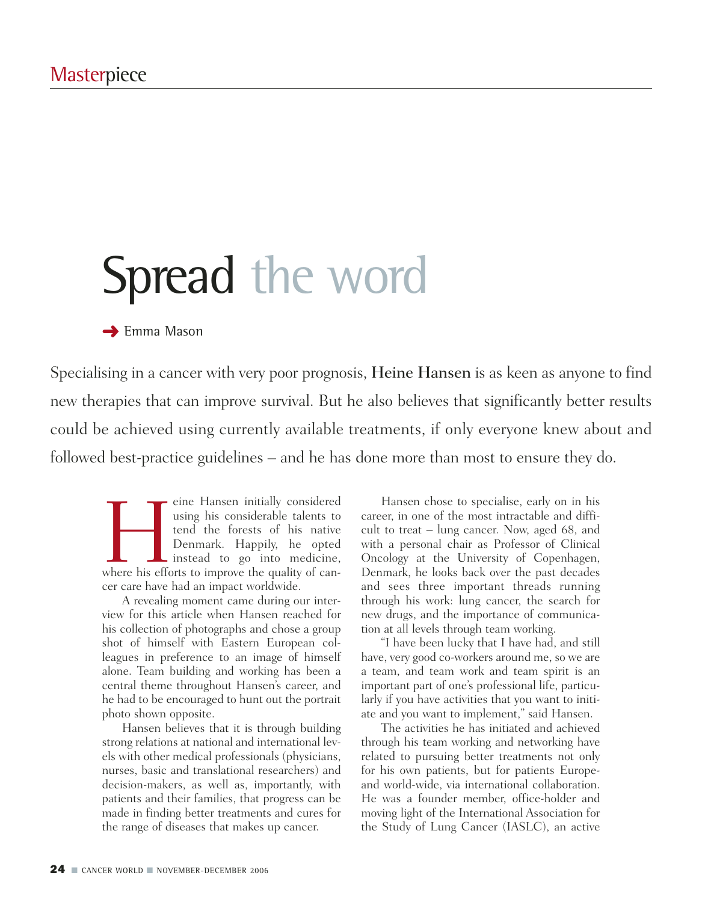Masterpiece

# Spread the word

Emma Mason

Specialising in a cancer with very poor prognosis, **Heine Hansen** is as keen as anyone to find new therapies that can improve survival. But he also believes that significantly better results could be achieved using currently available treatments, if only everyone knew about and followed best-practice guidelines – and he has done more than most to ensure they do.

Heine Hansen initially considered using his considerable talents to tend the forests of his native Denmark. Happily, he opted instead to go into medicine, where his efforts to improve the quality of cancer care have had an impact worldwide.

A revealing moment came during our interview for this article when Hansen reached for his collection of photographs and chose a group shot of himself with Eastern European colleagues in preference to an image of himself alone. Team building and working has been a central theme throughout Hansen's career, and he had to be encouraged to hunt out the portrait photo shown opposite.

Hansen believes that it is through building strong relations at national and international levels with other medical professionals (physicians, nurses, basic and translational researchers) and decision-makers, as well as, importantly, with patients and their families, that progress can be made in finding better treatments and cures for the range of diseases that makes up cancer.

Hansen chose to specialise, early on in his career, in one of the most intractable and difficult to treat – lung cancer. Now, aged 68, and with a personal chair as Professor of Clinical Oncology at the University of Copenhagen, Denmark, he looks back over the past decades and sees three important threads running through his work: lung cancer, the search for new drugs, and the importance of communication at all levels through team working.

"I have been lucky that I have had, and still have, very good co-workers around me, so we are a team, and team work and team spirit is an important part of one's professional life, particularly if you have activities that you want to initiate and you want to implement," said Hansen.

The activities he has initiated and achieved through his team working and networking have related to pursuing better treatments not only for his own patients, but for patients Europe- and world-wide, via international collaboration. He was a founder member, office-holder and moving light of the International Association for the Study of Lung Cancer (IASLC), an active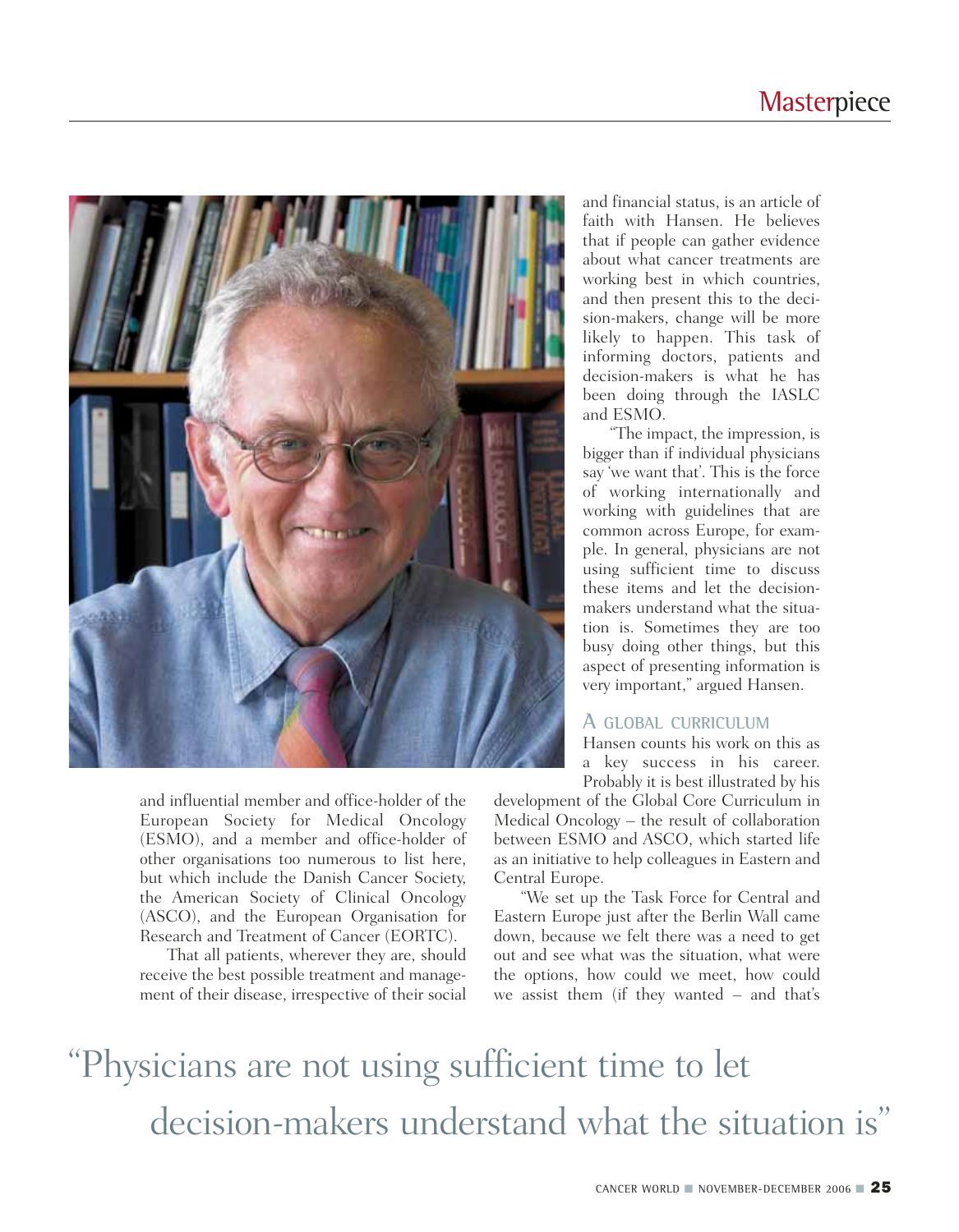and influential member and office-holder of the European Society for Medical Oncology (ESMO), and a member and office-holder of other organisations too numerous to list here, but which include the Danish Cancer Society, the American Society of Clinical Oncology (ASCO), and the European Organisation for Research and Treatment of Cancer (EORTC).

That all patients, wherever they are, should receive the best possible treatment and management of their disease, irrespective of their social and financial status, is an article of faith with Hansen. He believes that if people can gather evidence about what cancer treatments are working best in which countries, and then present this to the decision-makers, change will be more likely to happen. This task of informing doctors, patients and decision-makers is what he has been doing through the IASLC and ESMO.

"The impact, the impression, is bigger than if individual physicians say 'we want that'. This is the force of working internationally and working with guidelines that are common across Europe, for example. In general, physicians are not using sufficient time to discuss these items and let the decision-makers understand what the situation is. Sometimes they are too busy doing other things, but this aspect of presenting information is very important," argued Hansen.

## A global curriculum

Hansen counts his work on this as a key success in his career. Probably it is best illustrated by his development of the Global Core Curriculum in Medical Oncology – the result of collaboration between ESMO and ASCO, which started life as an initiative to help colleagues in Eastern and Central Europe.

"We set up the Task Force for Central and Eastern Europe just after the Berlin Wall came down, because we felt there was a need to get out and see what was the situation, what were the options, how could we meet, how could we assist them (if they wanted – and that's

> "Physicians are not using sufficient time to let decision-makers understand what the situation is"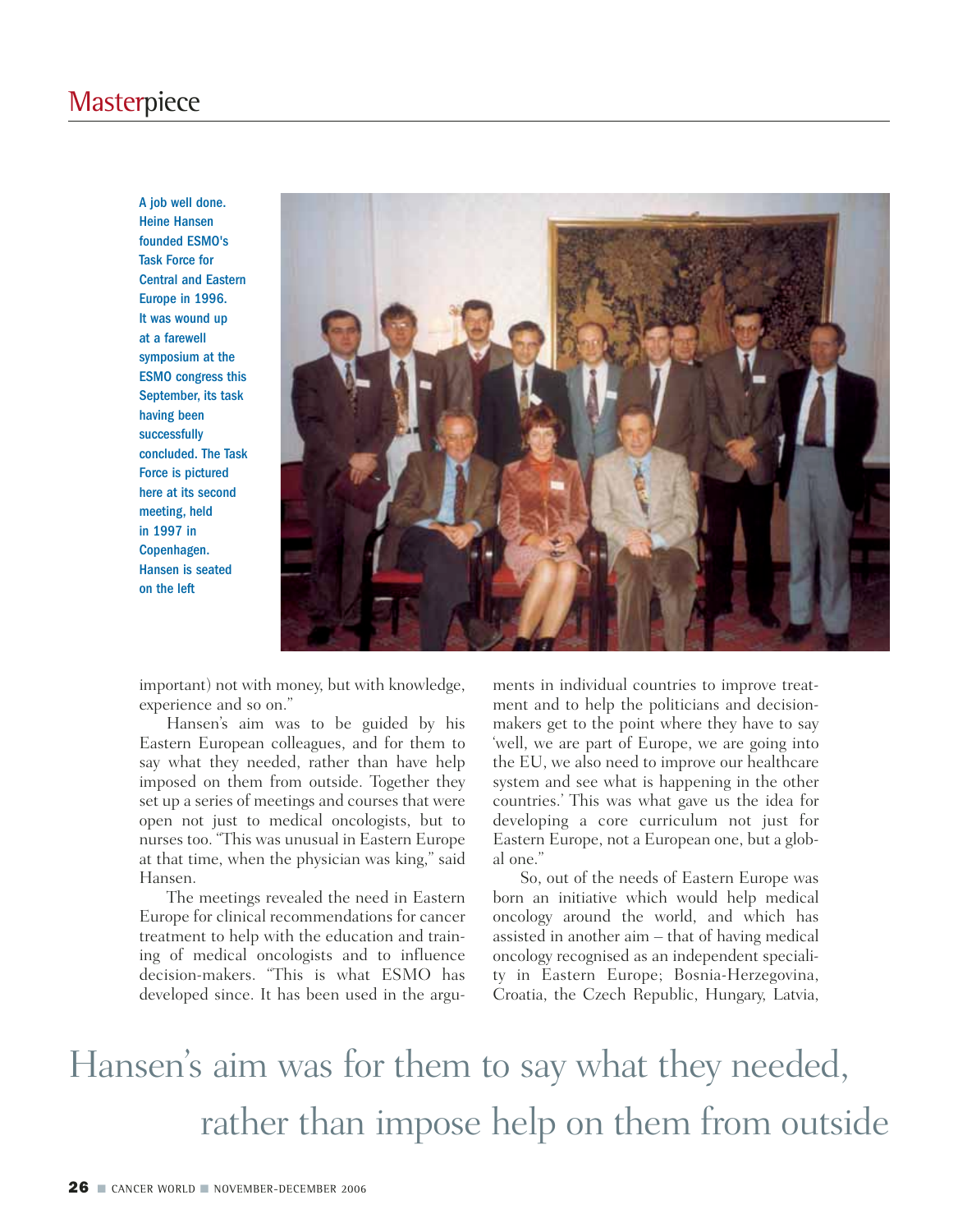A job well done. Heine Hansen founded ESMO's Task Force for Central and Eastern Europe in 1996. It was wound up at a farewell symposium at the ESMO congress this September, its task having been successfully concluded. The Task Force is pictured here at its second meeting, held in 1997 in Copenhagen. Hansen is seated on the left

important) not with money, but with knowledge, experience and so on."

Hansen's aim was to be guided by his Eastern European colleagues, and for them to say what they needed, rather than have help imposed on them from outside. Together they set up a series of meetings and courses that were open not just to medical oncologists, but to nurses too. "This was unusual in Eastern Europe at that time, when the physician was king," said Hansen.

The meetings revealed the need in Eastern Europe for clinical recommendations for cancer treatment to help with the education and training of medical oncologists and to influence decision-makers. "This is what ESMO has developed since. It has been used in the arguments in individual countries to improve treatment and to help the politicians and decision-makers get to the point where they have to say 'well, we are part of Europe, we are going into the EU, we also need to improve our healthcare system and see what is happening in the other countries.' This was what gave us the idea for developing a core curriculum not just for Eastern Europe, not a European one, but a global one."

So, out of the needs of Eastern Europe was born an initiative which would help medical oncology around the world, and which has assisted in another aim – that of having medical oncology recognised as an independent speciality in Eastern Europe; Bosnia-Herzegovina, Croatia, the Czech Republic, Hungary, Latvia,

Hansen's aim was for them to say what they needed, rather than impose help on them from outside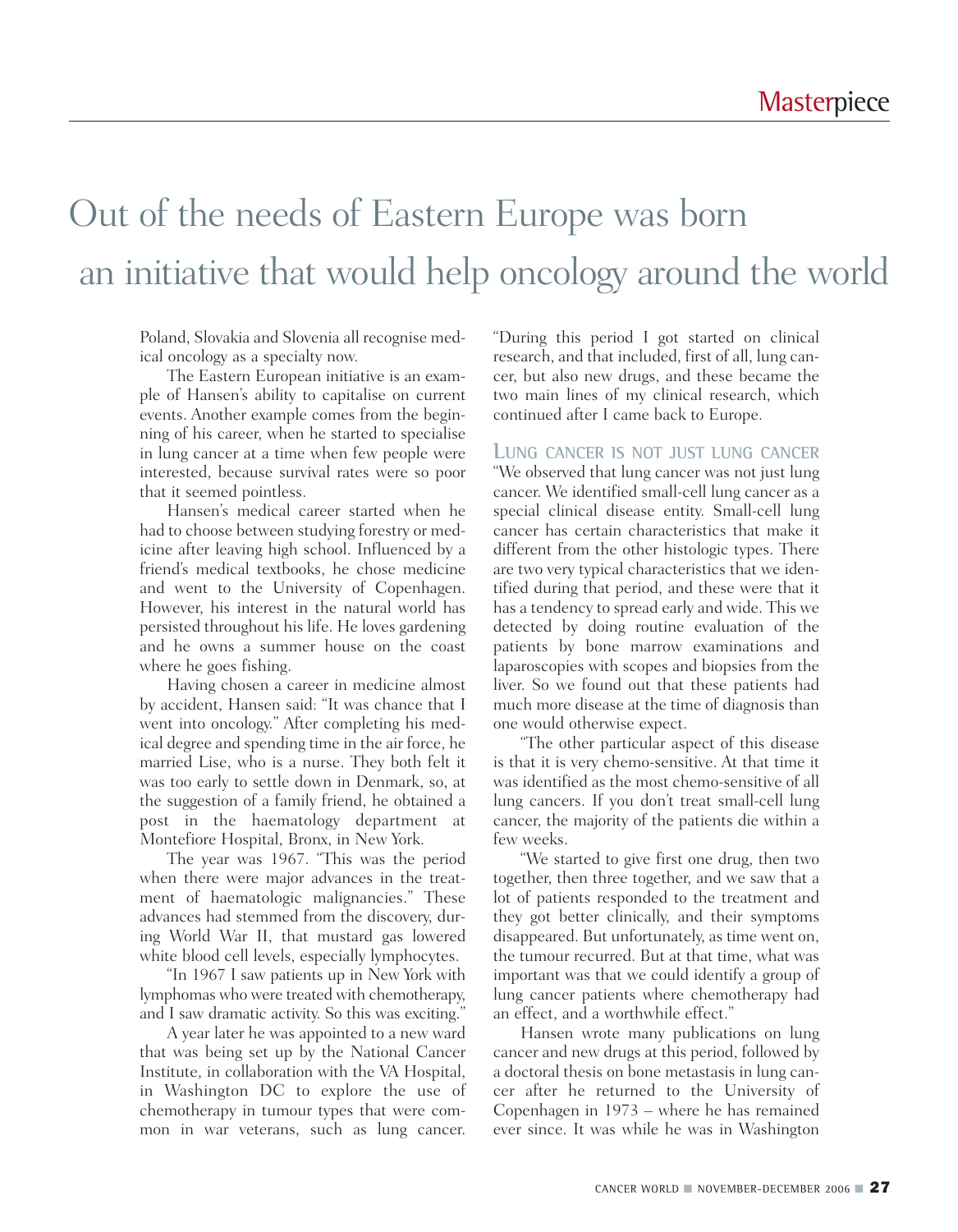# Out of the needs of Eastern Europe was born an initiative that would help oncology around the world

Poland, Slovakia and Slovenia all recognise medical oncology as a specialty now.

The Eastern European initiative is an example of Hansen's ability to capitalise on current events. Another example comes from the beginning of his career, when he started to specialise in lung cancer at a time when few people were interested, because survival rates were so poor that it seemed pointless.

Hansen's medical career started when he had to choose between studying forestry or medicine after leaving high school. Influenced by a friend's medical textbooks, he chose medicine and went to the University of Copenhagen. However, his interest in the natural world has persisted throughout his life. He loves gardening and he owns a summer house on the coast where he goes fishing.

Having chosen a career in medicine almost by accident, Hansen said: "It was chance that I went into oncology." After completing his medical degree and spending time in the air force, he married Lise, who is a nurse. They both felt it was too early to settle down in Denmark, so, at the suggestion of a family friend, he obtained a post in the haematology department at Montefiore Hospital, Bronx, in New York.

The year was 1967. "This was the period when there were major advances in the treatment of haematologic malignancies." These advances had stemmed from the discovery, during World War II, that mustard gas lowered white blood cell levels, especially lymphocytes.

"In 1967 I saw patients up in New York with lymphomas who were treated with chemotherapy, and I saw dramatic activity. So this was exciting."

A year later he was appointed to a new ward that was being set up by the National Cancer Institute, in collaboration with the VA Hospital, in Washington DC to explore the use of chemotherapy in tumour types that were common in war veterans, such as lung cancer. "During this period I got started on clinical research, and that included, first of all, lung cancer, but also new drugs, and these became the two main lines of my clinical research, which continued after I came back to Europe.

## Lung cancer is not just lung cancer

"We observed that lung cancer was not just lung cancer. We identified small-cell lung cancer as a special clinical disease entity. Small-cell lung cancer has certain characteristics that make it different from the other histologic types. There are two very typical characteristics that we identified during that period, and these were that it has a tendency to spread early and wide. This we detected by doing routine evaluation of the patients by bone marrow examinations and laparoscopies with scopes and biopsies from the liver. So we found out that these patients had much more disease at the time of diagnosis than one would otherwise expect.

"The other particular aspect of this disease is that it is very chemo-sensitive. At that time it was identified as the most chemo-sensitive of all lung cancers. If you don't treat small-cell lung cancer, the majority of the patients die within a few weeks.

"We started to give first one drug, then two together, then three together, and we saw that a lot of patients responded to the treatment and they got better clinically, and their symptoms disappeared. But unfortunately, as time went on, the tumour recurred. But at that time, what was important was that we could identify a group of lung cancer patients where chemotherapy had an effect, and a worthwhile effect."

Hansen wrote many publications on lung cancer and new drugs at this period, followed by a doctoral thesis on bone metastasis in lung cancer after he returned to the University of Copenhagen in 1973 – where he has remained ever since. It was while he was in Washington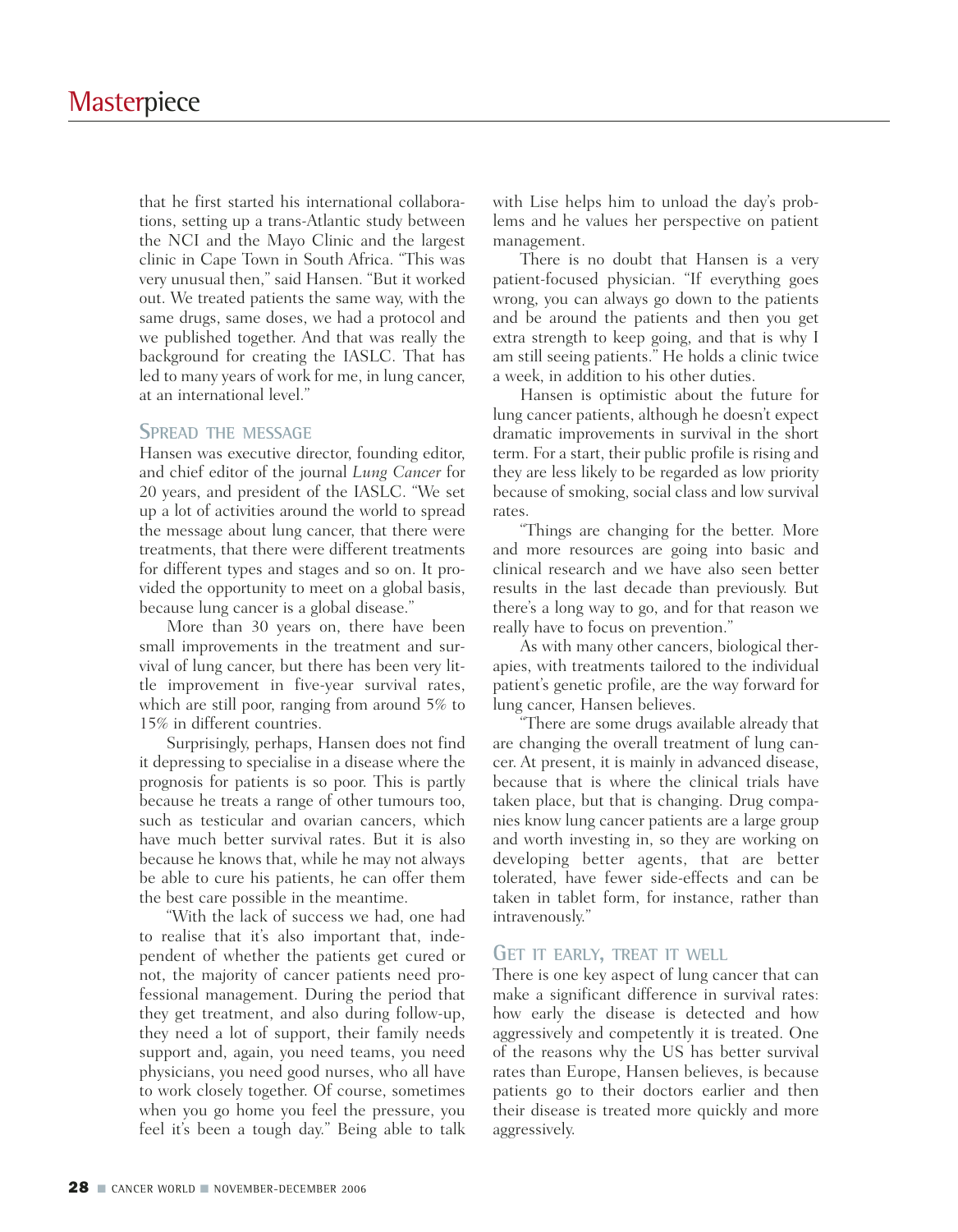that he first started his international collaborations, setting up a trans-Atlantic study between the NCI and the Mayo Clinic and the largest clinic in Cape Town in South Africa. "This was very unusual then," said Hansen. "But it worked out. We treated patients the same way, with the same drugs, same doses, we had a protocol and we published together. And that was really the background for creating the IASLC. That has led to many years of work for me, in lung cancer, at an international level."

## SPREAD THE MESSAGE

Hansen was executive director, founding editor, and chief editor of the journal *Lung Cancer* for 20 years, and president of the IASLC. "We set up a lot of activities around the world to spread the message about lung cancer, that there were treatments, that there were different treatments for different types and stages and so on. It provided the opportunity to meet on a global basis, because lung cancer is a global disease."

More than 30 years on, there have been small improvements in the treatment and survival of lung cancer, but there has been very little improvement in five-year survival rates, which are still poor, ranging from around 5% to 15% in different countries.

Surprisingly, perhaps, Hansen does not find it depressing to specialise in a disease where the prognosis for patients is so poor. This is partly because he treats a range of other tumours too, such as testicular and ovarian cancers, which have much better survival rates. But it is also because he knows that, while he may not always be able to cure his patients, he can offer them the best care possible in the meantime.

"With the lack of success we had, one had to realise that it's also important that, independent of whether the patients get cured or not, the majority of cancer patients need professional management. During the period that they get treatment, and also during follow-up, they need a lot of support, their family needs support and, again, you need teams, you need physicians, you need good nurses, who all have to work closely together. Of course, sometimes when you go home you feel the pressure, you feel it's been a tough day." Being able to talk with Lise helps him to unload the day's problems and he values her perspective on patient management.

There is no doubt that Hansen is a very patient-focused physician. "If everything goes wrong, you can always go down to the patients and be around the patients and then you get extra strength to keep going, and that is why I am still seeing patients." He holds a clinic twice a week, in addition to his other duties.

Hansen is optimistic about the future for lung cancer patients, although he doesn't expect dramatic improvements in survival in the short term. For a start, their public profile is rising and they are less likely to be regarded as low priority because of smoking, social class and low survival rates.

"Things are changing for the better. More and more resources are going into basic and clinical research and we have also seen better results in the last decade than previously. But there's a long way to go, and for that reason we really have to focus on prevention."

As with many other cancers, biological therapies, with treatments tailored to the individual patient's genetic profile, are the way forward for lung cancer, Hansen believes.

"There are some drugs available already that are changing the overall treatment of lung cancer. At present, it is mainly in advanced disease, because that is where the clinical trials have taken place, but that is changing. Drug companies know lung cancer patients are a large group and worth investing in, so they are working on developing better agents, that are better tolerated, have fewer side-effects and can be taken in tablet form, for instance, rather than intravenously."

## GET IT EARLY, TREAT IT WELL

There is one key aspect of lung cancer that can make a significant difference in survival rates: how early the disease is detected and how aggressively and competently it is treated. One of the reasons why the US has better survival rates than Europe, Hansen believes, is because patients go to their doctors earlier and then their disease is treated more quickly and more aggressively.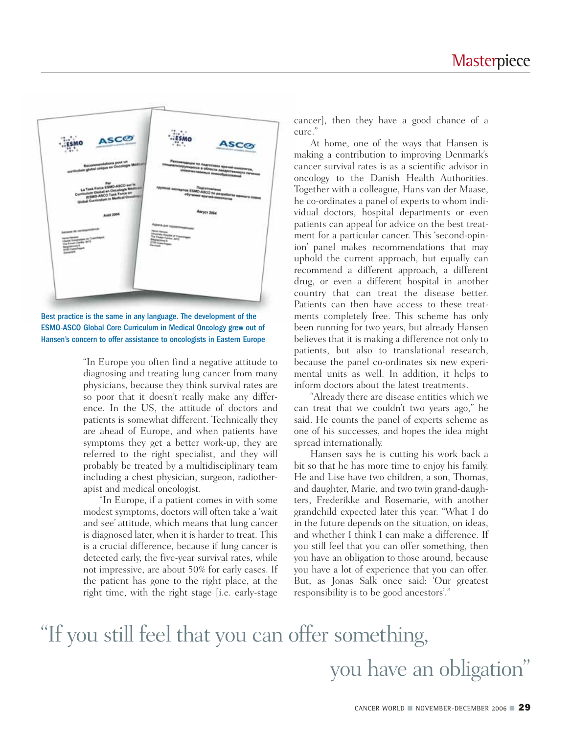Best practice is the same in any language. The development of the ESMO-ASCO Global Core Curriculum in Medical Oncology grew out of Hansen's concern to offer assistance to oncologists in Eastern Europe

"In Europe you often find a negative attitude to diagnosing and treating lung cancer from many physicians, because they think survival rates are so poor that it doesn't really make any difference. In the US, the attitude of doctors and patients is somewhat different. Technically they are ahead of Europe, and when patients have symptoms they get a better work-up, they are referred to the right specialist, and they will probably be treated by a multidisciplinary team including a chest physician, surgeon, radiotherapist and medical oncologist.

"In Europe, if a patient comes in with some modest symptoms, doctors will often take a 'wait and see' attitude, which means that lung cancer is diagnosed later, when it is harder to treat. This is a crucial difference, because if lung cancer is detected early, the five-year survival rates, while not impressive, are about 50% for early cases. If the patient has gone to the right place, at the right time, with the right stage [i.e. early-stage cancer], then they have a good chance of a cure."

At home, one of the ways that Hansen is making a contribution to improving Denmark's cancer survival rates is as a scientific advisor in oncology to the Danish Health Authorities. Together with a colleague, Hans van der Maase, he co-ordinates a panel of experts to whom individual doctors, hospital departments or even patients can appeal for advice on the best treatment for a particular cancer. This 'second-opinion' panel makes recommendations that may uphold the current approach, but equally can recommend a different approach, a different drug, or even a different hospital in another country that can treat the disease better. Patients can then have access to these treatments completely free. This scheme has only been running for two years, but already Hansen believes that it is making a difference not only to patients, but also to translational research, because the panel co-ordinates six new experimental units as well. In addition, it helps to inform doctors about the latest treatments.

"Already there are disease entities which we can treat that we couldn't two years ago," he said. He counts the panel of experts scheme as one of his successes, and hopes the idea might spread internationally.

Hansen says he is cutting his work back a bit so that he has more time to enjoy his family. He and Lise have two children, a son, Thomas, and daughter, Marie, and two twin grand-daughters, Frederikke and Rosemarie, with another grandchild expected later this year. "What I do in the future depends on the situation, on ideas, and whether I think I can make a difference. If you still feel that you can offer something, then you have an obligation to those around, because you have a lot of experience that you can offer. But, as Jonas Salk once said: 'Our greatest responsibility is to be good ancestors'."

"If you still feel that you can offer something, you have an obligation"